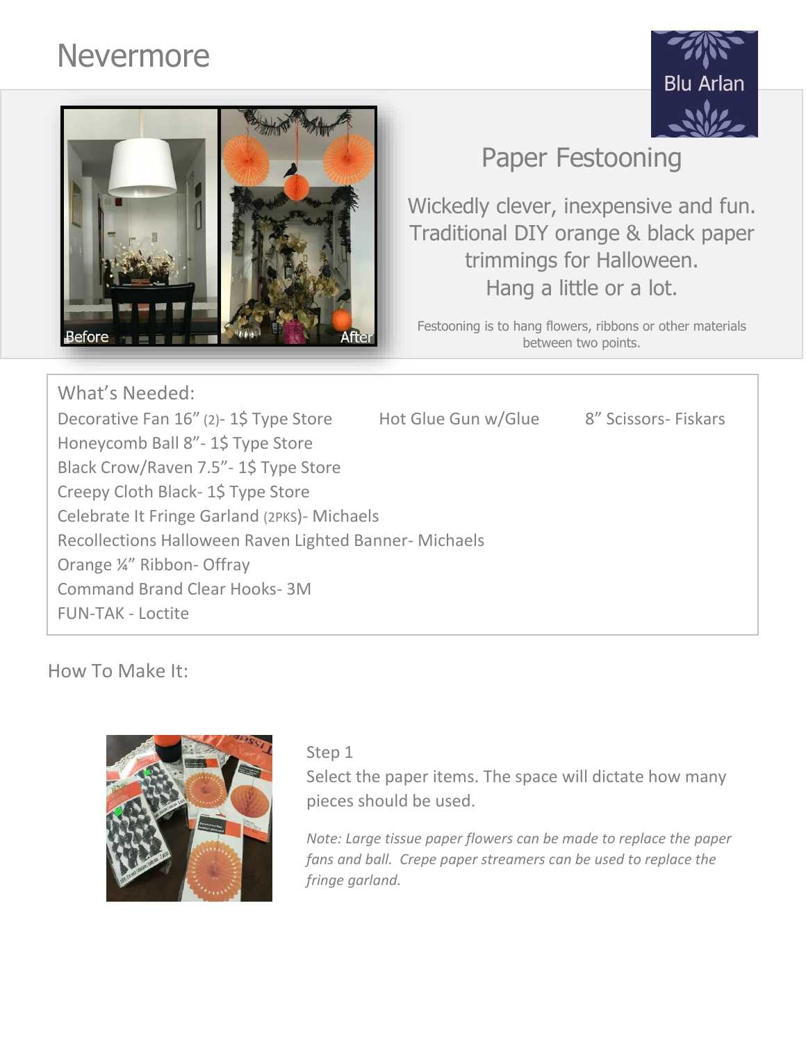# Nevermore

## Paper Festooning

Wickedly clever, inexpensive and fun. Traditional DIY orange & black paper trimmings for Halloween. Hang a little or a lot.

Festooning is to hang flowers, ribbons or other materials between two points.

### What's Needed:

- Decorative Fan 16" (2)- 1$ Type Store
- Honeycomb Ball 8"- 1$ Type Store
- Black Crow/Raven 7.5"- 1$ Type Store
- Creepy Cloth Black- 1$ Type Store
- Celebrate It Fringe Garland (2PKS)- Michaels
- Recollections Halloween Raven Lighted Banner- Michaels
- Orange ¼" Ribbon- Offray
- Command Brand Clear Hooks- 3M
- FUN-TAK - Loctite
- Hot Glue Gun w/Glue
- 8" Scissors- Fiskars

### How To Make It:

Step 1
Select the paper items. The space will dictate how many pieces should be used.

*Note: Large tissue paper flowers can be made to replace the paper fans and ball. Crepe paper streamers can be used to replace the fringe garland.*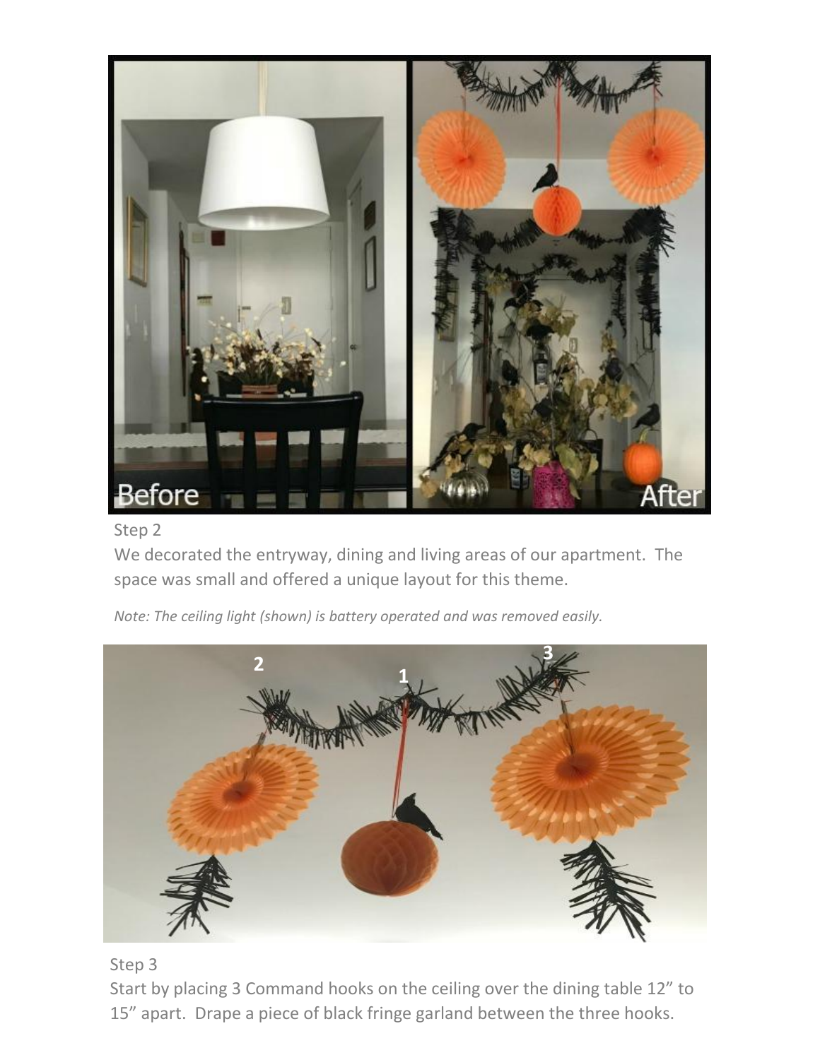Step 2

We decorated the entryway, dining and living areas of our apartment. The space was small and offered a unique layout for this theme.

*Note: The ceiling light (shown) is battery operated and was removed easily.*

Step 3

Start by placing 3 Command hooks on the ceiling over the dining table 12" to 15" apart. Drape a piece of black fringe garland between the three hooks.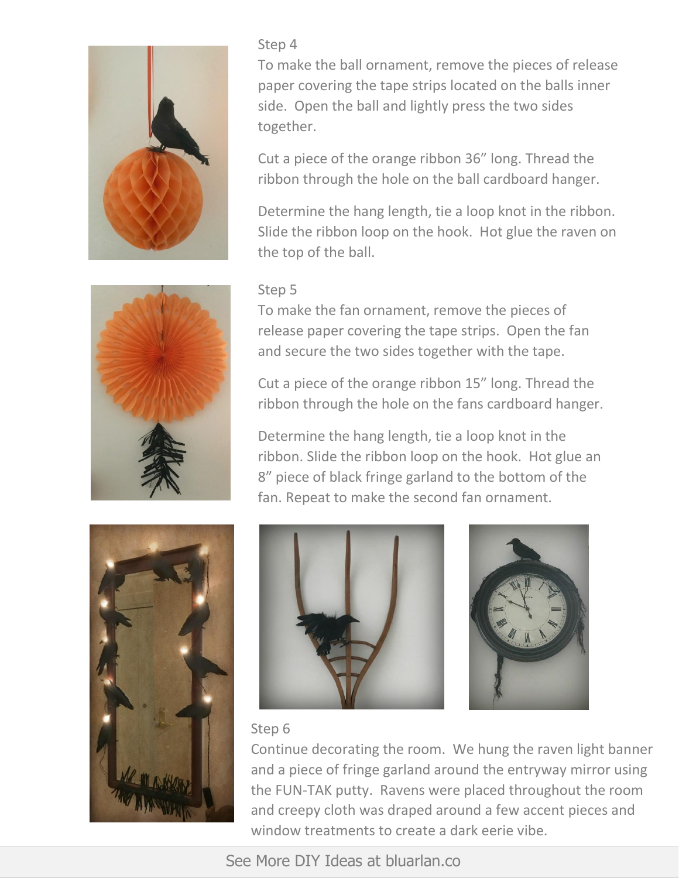Step 4

To make the ball ornament, remove the pieces of release paper covering the tape strips located on the balls inner side. Open the ball and lightly press the two sides together.

Cut a piece of the orange ribbon 36" long. Thread the ribbon through the hole on the ball cardboard hanger.

Determine the hang length, tie a loop knot in the ribbon. Slide the ribbon loop on the hook. Hot glue the raven on the top of the ball.

Step 5

To make the fan ornament, remove the pieces of release paper covering the tape strips. Open the fan and secure the two sides together with the tape.

Cut a piece of the orange ribbon 15" long. Thread the ribbon through the hole on the fans cardboard hanger.

Determine the hang length, tie a loop knot in the ribbon. Slide the ribbon loop on the hook. Hot glue an 8" piece of black fringe garland to the bottom of the fan. Repeat to make the second fan ornament.

Step 6

Continue decorating the room. We hung the raven light banner and a piece of fringe garland around the entryway mirror using the FUN-TAK putty. Ravens were placed throughout the room and creepy cloth was draped around a few accent pieces and window treatments to create a dark eerie vibe.

See More DIY Ideas at bluarlan.co